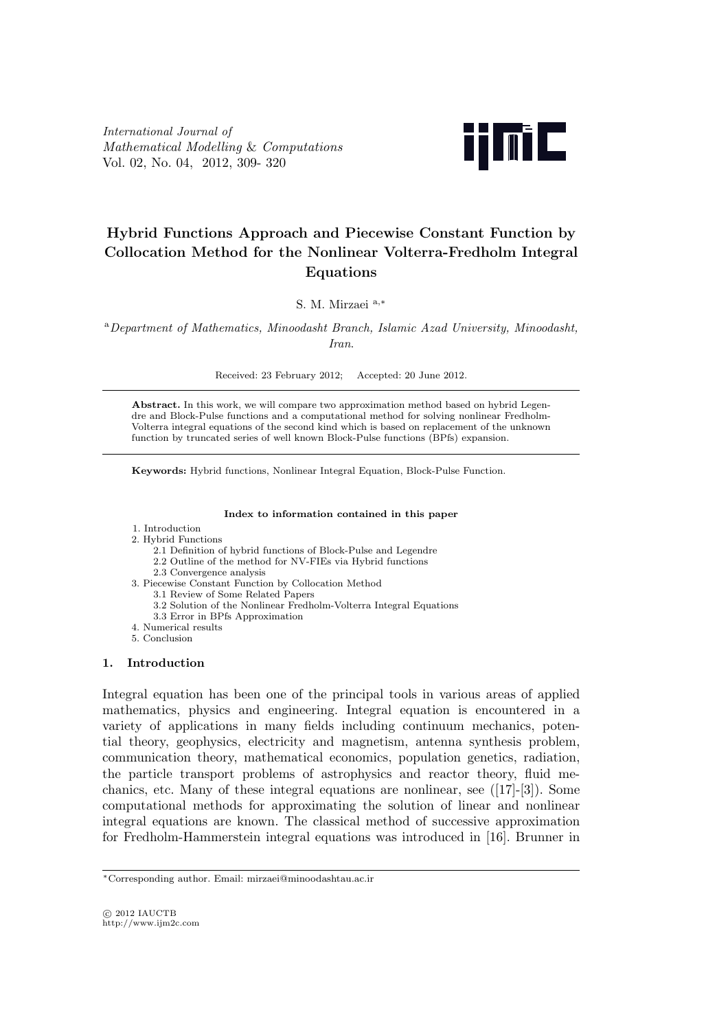# Hybrid Functions Approach and Piecewise Constant Function by Collocation Method for the Nonlinear Volterra-Fredholm Integral Equations

S. M. Mirzaei [a,*]

[a] *Department of Mathematics, Minoodasht Branch, Islamic Azad University, Minoodasht, Iran.*

Received: 23 February 2012; Accepted: 20 June 2012.

---

**Abstract.** In this work, we will compare two approximation method based on hybrid Legendre and Block-Pulse functions and a computational method for solving nonlinear Fredholm-Volterra integral equations of the second kind which is based on replacement of the unknown function by truncated series of well known Block-Pulse functions (BPfs) expansion.

---

**Keywords:** Hybrid functions, Nonlinear Integral Equation, Block-Pulse Function.

**Index to information contained in this paper**

1. Introduction
2. Hybrid Functions
   - 2.1 Definition of hybrid functions of Block-Pulse and Legendre
   - 2.2 Outline of the method for NV-FIEs via Hybrid functions
   - 2.3 Convergence analysis
3. Piecewise Constant Function by Collocation Method
   - 3.1 Review of Some Related Papers
   - 3.2 Solution of the Nonlinear Fredholm-Volterra Integral Equations
   - 3.3 Error in BPfs Approximation
4. Numerical results
5. Conclusion

## 1. Introduction

Integral equation has been one of the principal tools in various areas of applied mathematics, physics and engineering. Integral equation is encountered in a variety of applications in many fields including continuum mechanics, potential theory, geophysics, electricity and magnetism, antenna synthesis problem, communication theory, mathematical economics, population genetics, radiation, the particle transport problems of astrophysics and reactor theory, fluid mechanics, etc. Many of these integral equations are nonlinear, see ([17]-[3]). Some computational methods for approximating the solution of linear and nonlinear integral equations are known. The classical method of successive approximation for Fredholm-Hammerstein integral equations was introduced in [16]. Brunner in

---

*Corresponding author. Email: mirzaei@minoodashtau.ac.ir

© 2012 IAUCTB
http://www.ijm2c.com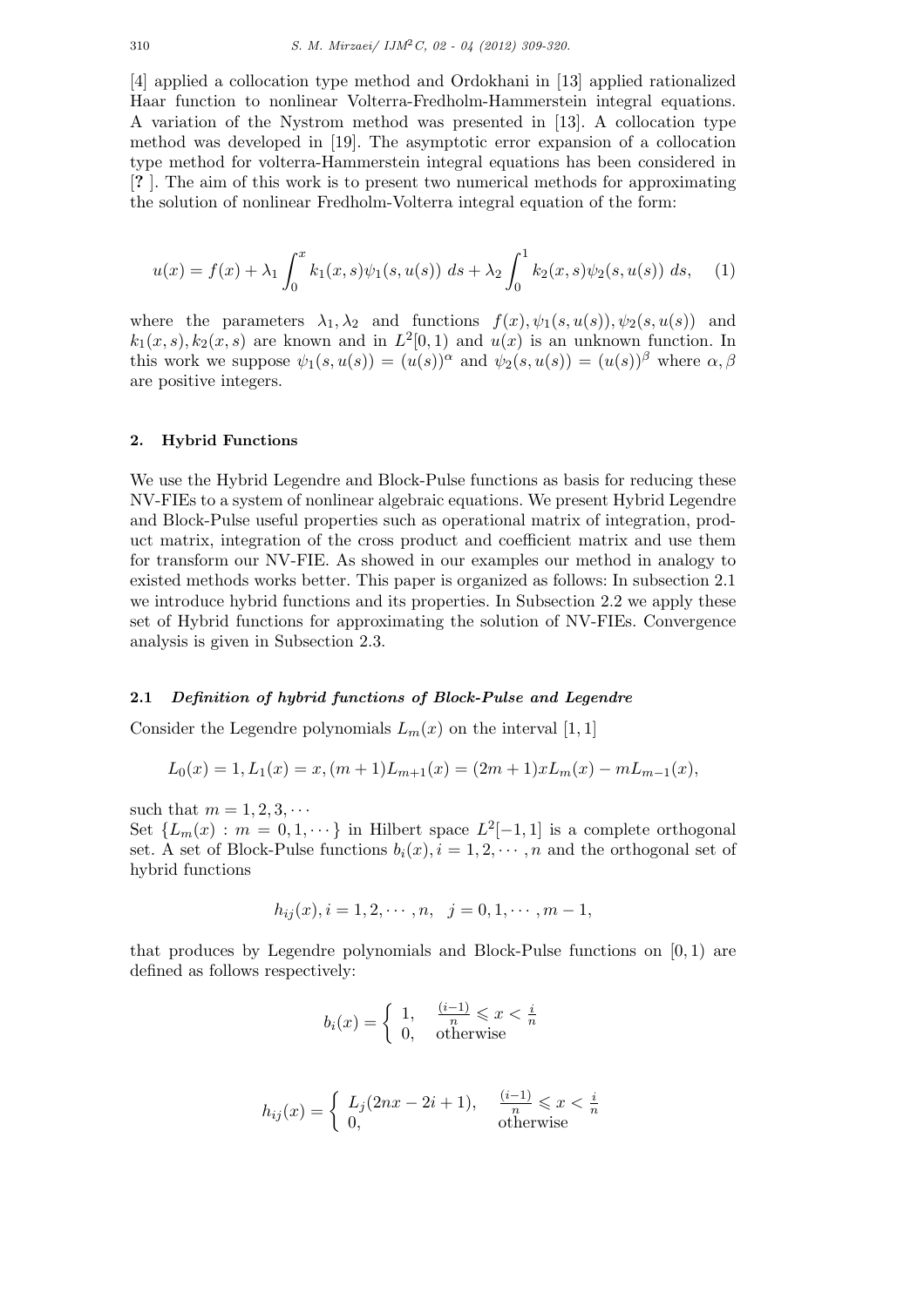[4] applied a collocation type method and Ordokhani in [13] applied rationalized Haar function to nonlinear Volterra-Fredholm-Hammerstein integral equations. A variation of the Nystrom method was presented in [13]. A collocation type method was developed in [19]. The asymptotic error expansion of a collocation type method for volterra-Hammerstein integral equations has been considered in [? ]. The aim of this work is to present two numerical methods for approximating the solution of nonlinear Fredholm-Volterra integral equation of the form:

$$u(x) = f(x) + \lambda_1 \int_0^x k_1(x,s)\psi_1(s,u(s))\, ds + \lambda_2 \int_0^1 k_2(x,s)\psi_2(s,u(s))\, ds, \quad (1)$$

where the parameters $\lambda_1, \lambda_2$ and functions $f(x), \psi_1(s,u(s)), \psi_2(s,u(s))$ and $k_1(x,s), k_2(x,s)$ are known and in $L^2[0,1)$ and $u(x)$ is an unknown function. In this work we suppose $\psi_1(s,u(s)) = (u(s))^\alpha$ and $\psi_2(s,u(s)) = (u(s))^\beta$ where $\alpha, \beta$ are positive integers.

## 2. Hybrid Functions

We use the Hybrid Legendre and Block-Pulse functions as basis for reducing these NV-FIEs to a system of nonlinear algebraic equations. We present Hybrid Legendre and Block-Pulse useful properties such as operational matrix of integration, product matrix, integration of the cross product and coefficient matrix and use them for transform our NV-FIE. As showed in our examples our method in analogy to existed methods works better. This paper is organized as follows: In subsection 2.1 we introduce hybrid functions and its properties. In Subsection 2.2 we apply these set of Hybrid functions for approximating the solution of NV-FIEs. Convergence analysis is given in Subsection 2.3.

### 2.1 *Definition of hybrid functions of Block-Pulse and Legendre*

Consider the Legendre polynomials $L_m(x)$ on the interval $[1,1]$

$$L_0(x) = 1, L_1(x) = x, (m+1)L_{m+1}(x) = (2m+1)xL_m(x) - mL_{m-1}(x),$$

such that $m = 1, 2, 3, \cdots$

Set $\{L_m(x) : m = 0, 1, \cdots\}$ in Hilbert space $L^2[-1,1]$ is a complete orthogonal set. A set of Block-Pulse functions $b_i(x), i = 1, 2, \cdots, n$ and the orthogonal set of hybrid functions

$$h_{ij}(x), i = 1, 2, \cdots, n, \quad j = 0, 1, \cdots, m-1,$$

that produces by Legendre polynomials and Block-Pulse functions on $[0,1)$ are defined as follows respectively:

$$b_i(x) = \begin{cases} 1, & \frac{(i-1)}{n} \leqslant x < \frac{i}{n} \\ 0, & \text{otherwise} \end{cases}$$

$$h_{ij}(x) = \begin{cases} L_j(2nx - 2i + 1), & \frac{(i-1)}{n} \leqslant x < \frac{i}{n} \\ 0, & \text{otherwise} \end{cases}$$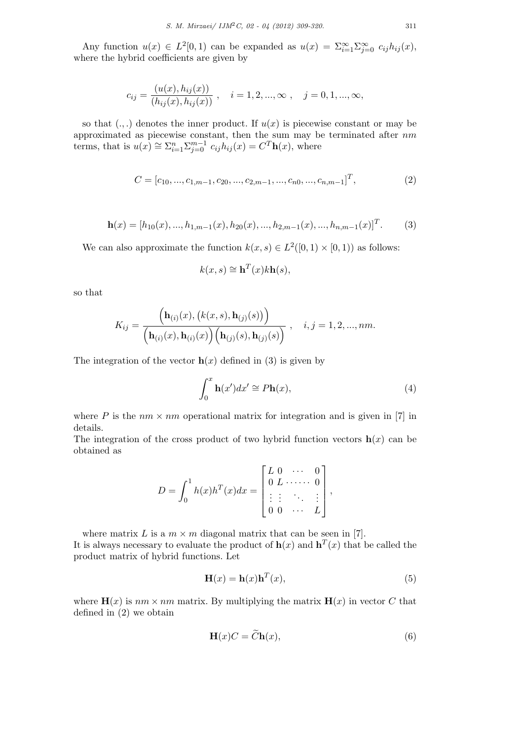Any function $u(x) \in L^2[0,1)$ can be expanded as $u(x) = \Sigma_{i=1}^{\infty}\Sigma_{j=0}^{\infty} c_{ij}h_{ij}(x)$, where the hybrid coefficients are given by

$$c_{ij} = \frac{(u(x), h_{ij}(x))}{(h_{ij}(x), h_{ij}(x))} \ , \quad i = 1, 2, ..., \infty \ , \quad j = 0, 1, ..., \infty,$$

so that $(.,.)$ denotes the inner product. If $u(x)$ is piecewise constant or may be approximated as piecewise constant, then the sum may be terminated after $nm$ terms, that is $u(x) \cong \Sigma_{i=1}^{n}\Sigma_{j=0}^{m-1} c_{ij}h_{ij}(x) = C^T\mathbf{h}(x)$, where

$$C = [c_{10}, ..., c_{1,m-1}, c_{20}, ..., c_{2,m-1}, ..., c_{n0}, ..., c_{n,m-1}]^T, \tag{2}$$

$$\mathbf{h}(x) = [h_{10}(x), ..., h_{1,m-1}(x), h_{20}(x), ..., h_{2,m-1}(x), ..., h_{n,m-1}(x)]^T. \tag{3}$$

We can also approximate the function $k(x, s) \in L^2([0, 1) \times [0, 1))$ as follows:

$$k(x, s) \cong \mathbf{h}^T(x)k\mathbf{h}(s),$$

so that

$$K_{ij} = \frac{\Big(\mathbf{h}_{(i)}(x), \big(k(x,s), \mathbf{h}_{(j)}(s)\big)\Big)}{\Big(\mathbf{h}_{(i)}(x), \mathbf{h}_{(i)}(x)\Big)\Big(\mathbf{h}_{(j)}(s), \mathbf{h}_{(j)}(s)\Big)} \ , \quad i, j = 1, 2, ..., nm.$$

The integration of the vector $\mathbf{h}(x)$ defined in (3) is given by

$$\int_0^x \mathbf{h}(x')dx' \cong P\mathbf{h}(x), \tag{4}$$

where $P$ is the $nm \times nm$ operational matrix for integration and is given in [7] in details.

The integration of the cross product of two hybrid function vectors $\mathbf{h}(x)$ can be obtained as

$$D = \int_0^1 h(x)h^T(x)dx = \begin{bmatrix} L & 0 & \cdots & 0 \\ 0 & L & \cdots\cdots & 0 \\ \vdots & \vdots & \ddots & \vdots \\ 0 & 0 & \cdots & L \end{bmatrix},$$

where matrix $L$ is a $m \times m$ diagonal matrix that can be seen in [7].

It is always necessary to evaluate the product of $\mathbf{h}(x)$ and $\mathbf{h}^T(x)$ that be called the product matrix of hybrid functions. Let

$$\mathbf{H}(x) = \mathbf{h}(x)\mathbf{h}^T(x), \tag{5}$$

where $\mathbf{H}(x)$ is $nm \times nm$ matrix. By multiplying the matrix $\mathbf{H}(x)$ in vector $C$ that defined in (2) we obtain

$$\mathbf{H}(x)C = \widetilde{C}\mathbf{h}(x), \tag{6}$$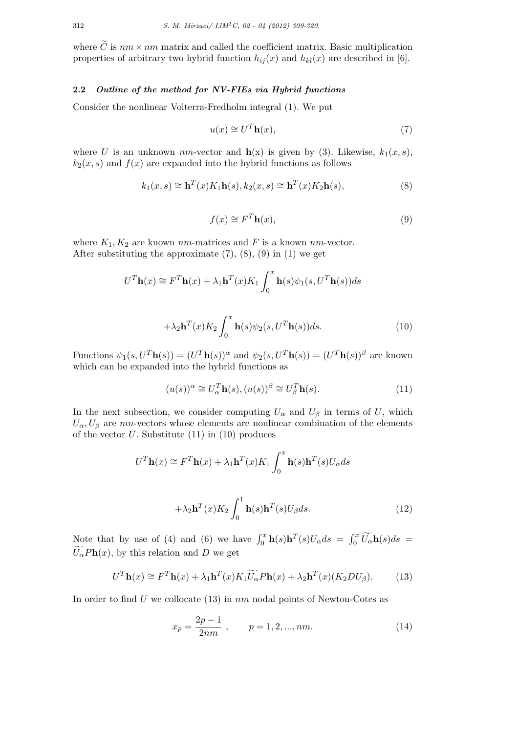where $\widetilde{C}$ is $nm \times nm$ matrix and called the coefficient matrix. Basic multiplication properties of arbitrary two hybrid function $h_{ij}(x)$ and $h_{kl}(x)$ are described in [6].

### 2.2 *Outline of the method for NV-FIEs via Hybrid functions*

Consider the nonlinear Volterra-Fredholm integral (1). We put

$$u(x) \cong U^T \mathbf{h}(x), \tag{7}$$

where $U$ is an unknown $nm$-vector and $\mathbf{h}$(x) is given by (3). Likewise, $k_1(x, s)$, $k_2(x, s)$ and $f(x)$ are expanded into the hybrid functions as follows

$$k_1(x, s) \cong \mathbf{h}^T(x) K_1 \mathbf{h}(s), k_2(x, s) \cong \mathbf{h}^T(x) K_2 \mathbf{h}(s), \tag{8}$$

$$f(x) \cong F^T \mathbf{h}(x), \tag{9}$$

where $K_1, K_2$ are known $nm$-matrices and $F$ is a known $nm$-vector.
After substituting the approximate (7), (8), (9) in (1) we get

$$U^T \mathbf{h}(x) \cong F^T \mathbf{h}(x) + \lambda_1 \mathbf{h}^T(x) K_1 \int_0^x \mathbf{h}(s) \psi_1(s, U^T \mathbf{h}(s)) ds$$

$$+ \lambda_2 \mathbf{h}^T(x) K_2 \int_0^x \mathbf{h}(s) \psi_2(s, U^T \mathbf{h}(s)) ds. \tag{10}$$

Functions $\psi_1(s, U^T \mathbf{h}(s)) = (U^T \mathbf{h}(s))^\alpha$ and $\psi_2(s, U^T \mathbf{h}(s)) = (U^T \mathbf{h}(s))^\beta$ are known which can be expanded into the hybrid functions as

$$(u(s))^\alpha \cong U_\alpha^T \mathbf{h}(s), (u(s))^\beta \cong U_\beta^T \mathbf{h}(s). \tag{11}$$

In the next subsection, we consider computing $U_\alpha$ and $U_\beta$ in terms of $U$, which $U_\alpha, U_\beta$ are $mn$-vectors whose elements are nonlinear combination of the elements of the vector $U$. Substitute (11) in (10) produces

$$U^T \mathbf{h}(x) \cong F^T \mathbf{h}(x) + \lambda_1 \mathbf{h}^T(x) K_1 \int_0^x \mathbf{h}(s) \mathbf{h}^T(s) U_\alpha ds$$

$$+ \lambda_2 \mathbf{h}^T(x) K_2 \int_0^1 \mathbf{h}(s) \mathbf{h}^T(s) U_\beta ds. \tag{12}$$

Note that by use of (4) and (6) we have $\int_0^x \mathbf{h}(s) \mathbf{h}^T(s) U_\alpha ds = \int_0^x \widetilde{U_\alpha} \mathbf{h}(s) ds = \widetilde{U_\alpha} P \mathbf{h}(x)$, by this relation and $D$ we get

$$U^T \mathbf{h}(x) \cong F^T \mathbf{h}(x) + \lambda_1 \mathbf{h}^T(x) K_1 \widetilde{U_\alpha} P \mathbf{h}(x) + \lambda_2 \mathbf{h}^T(x) (K_2 D U_\beta). \tag{13}$$

In order to find $U$ we collocate (13) in $nm$ nodal points of Newton-Cotes as

$$x_p = \frac{2p - 1}{2nm}, \qquad p = 1, 2, ..., nm. \tag{14}$$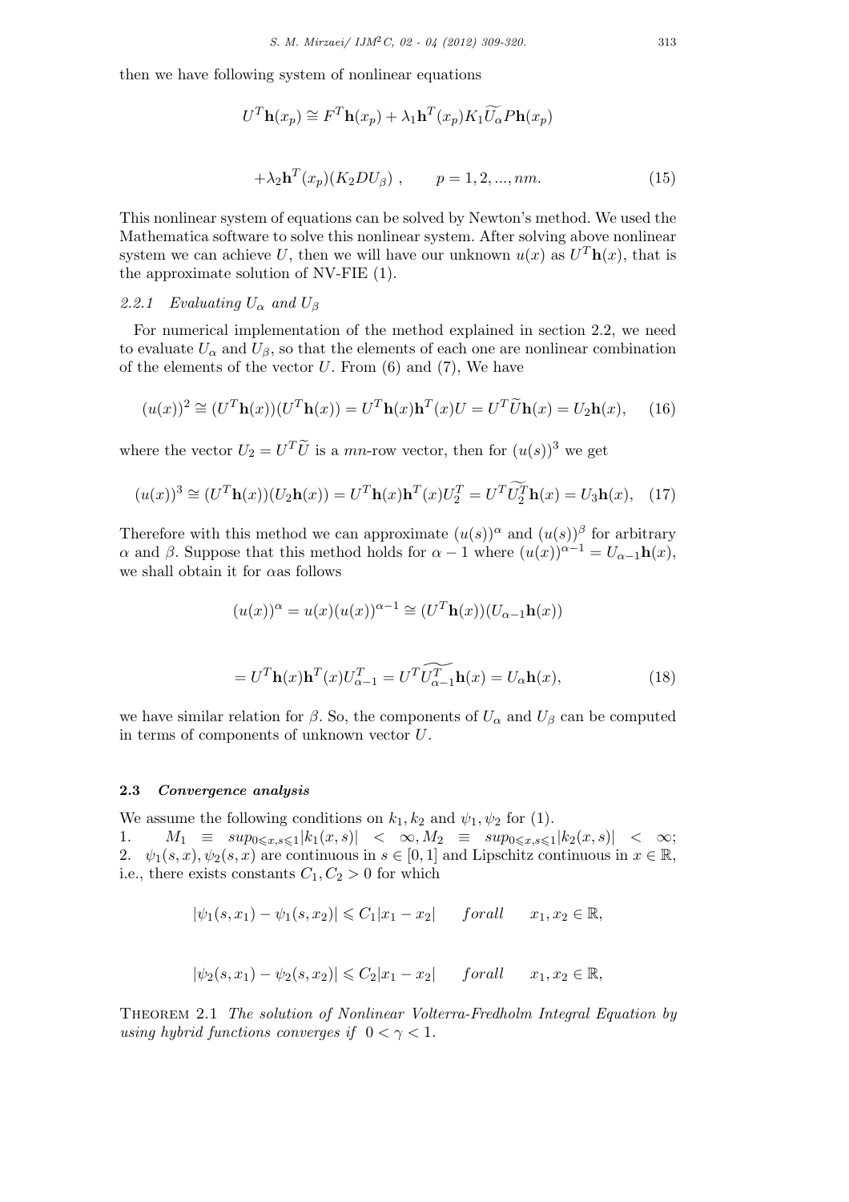then we have following system of nonlinear equations

$$U^T\mathbf{h}(x_p) \cong F^T\mathbf{h}(x_p) + \lambda_1\mathbf{h}^T(x_p)K_1\widetilde{U_\alpha}P\mathbf{h}(x_p)$$

$$+\lambda_2\mathbf{h}^T(x_p)(K_2DU_\beta)\ , \qquad p = 1, 2, ..., nm. \tag{15}$$

This nonlinear system of equations can be solved by Newton's method. We used the Mathematica software to solve this nonlinear system. After solving above nonlinear system we can achieve $U$, then we will have our unknown $u(x)$ as $U^T\mathbf{h}(x)$, that is the approximate solution of NV-FIE (1).

#### 2.2.1 *Evaluating $U_\alpha$ and $U_\beta$*

For numerical implementation of the method explained in section 2.2, we need to evaluate $U_\alpha$ and $U_\beta$, so that the elements of each one are nonlinear combination of the elements of the vector $U$. From (6) and (7), We have

$$(u(x))^2 \cong (U^T\mathbf{h}(x))(U^T\mathbf{h}(x)) = U^T\mathbf{h}(x)\mathbf{h}^T(x)U = U^T\widetilde{U}\mathbf{h}(x) = U_2\mathbf{h}(x), \tag{16}$$

where the vector $U_2 = U^T\widetilde{U}$ is a $mn$-row vector, then for $(u(s))^3$ we get

$$(u(x))^3 \cong (U^T\mathbf{h}(x))(U_2\mathbf{h}(x)) = U^T\mathbf{h}(x)\mathbf{h}^T(x)U_2^T = U^T\widetilde{U_2^T}\mathbf{h}(x) = U_3\mathbf{h}(x), \tag{17}$$

Therefore with this method we can approximate $(u(s))^\alpha$ and $(u(s))^\beta$ for arbitrary $\alpha$ and $\beta$. Suppose that this method holds for $\alpha - 1$ where $(u(x))^{\alpha-1} = U_{\alpha-1}\mathbf{h}(x)$, we shall obtain it for $\alpha$as follows

$$(u(x))^\alpha = u(x)(u(x))^{\alpha-1} \cong (U^T\mathbf{h}(x))(U_{\alpha-1}\mathbf{h}(x))$$

$$= U^T\mathbf{h}(x)\mathbf{h}^T(x)U_{\alpha-1}^T = U^T\widetilde{U_{\alpha-1}^T}\mathbf{h}(x) = U_\alpha\mathbf{h}(x), \tag{18}$$

we have similar relation for $\beta$. So, the components of $U_\alpha$ and $U_\beta$ can be computed in terms of components of unknown vector $U$.

### 2.3 *Convergence analysis*

We assume the following conditions on $k_1, k_2$ and $\psi_1, \psi_2$ for (1).
1. $M_1 \equiv sup_{0\leqslant x,s\leqslant 1}|k_1(x,s)| < \infty, M_2 \equiv sup_{0\leqslant x,s\leqslant 1}|k_2(x,s)| < \infty$;
2. $\psi_1(s,x), \psi_2(s,x)$ are continuous in $s \in [0,1]$ and Lipschitz continuous in $x \in \mathbb{R}$, i.e., there exists constants $C_1, C_2 > 0$ for which

$$|\psi_1(s,x_1) - \psi_1(s,x_2)| \leqslant C_1|x_1 - x_2| \qquad forall \qquad x_1, x_2 \in \mathbb{R},$$

$$|\psi_2(s,x_1) - \psi_2(s,x_2)| \leqslant C_2|x_1 - x_2| \qquad forall \qquad x_1, x_2 \in \mathbb{R},$$

Theorem 2.1 *The solution of Nonlinear Volterra-Fredholm Integral Equation by using hybrid functions converges if* $0 < \gamma < 1$.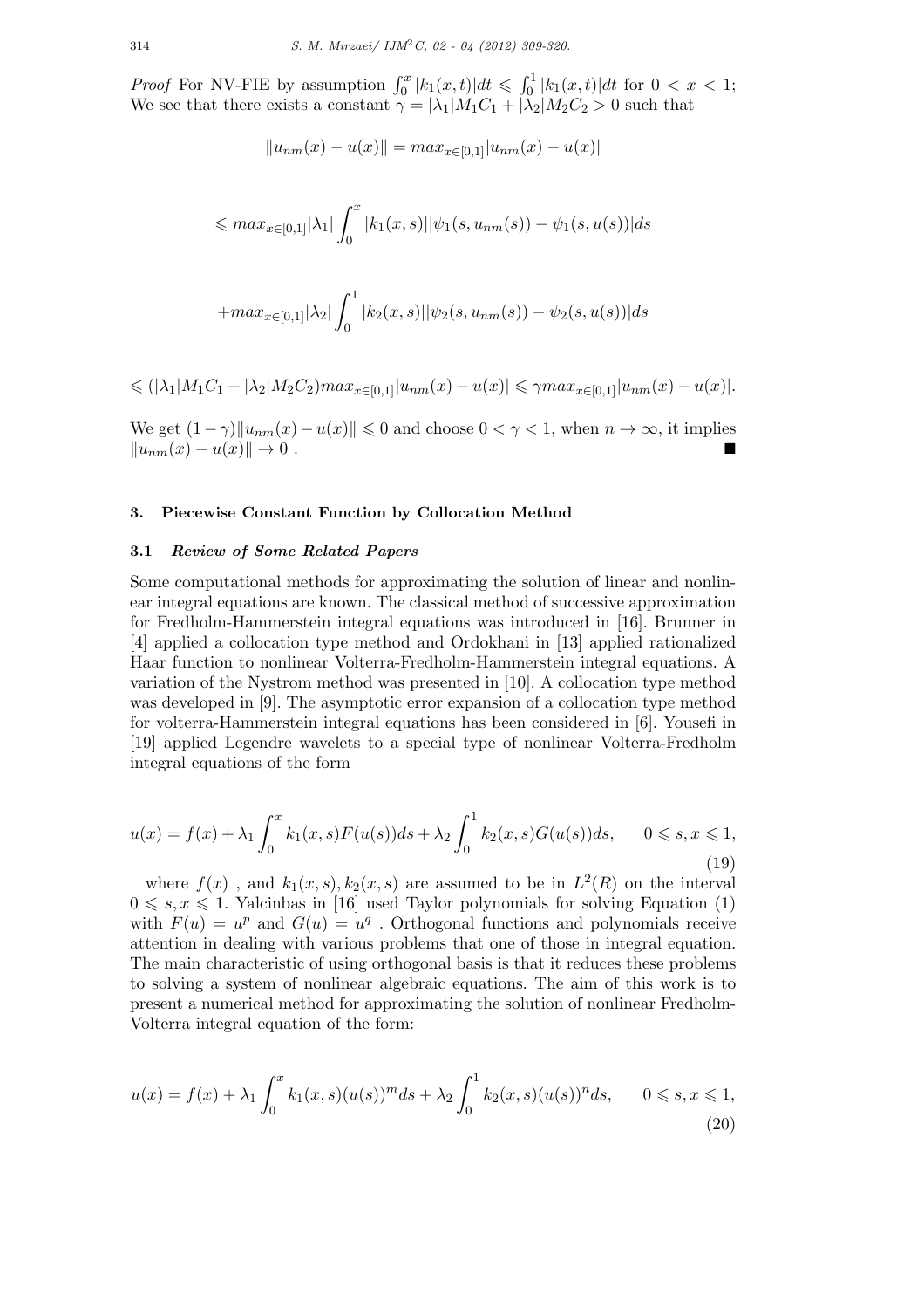*Proof* For NV-FIE by assumption $\int_0^x |k_1(x,t)|dt \leqslant \int_0^1 |k_1(x,t)|dt$ for $0 < x < 1$; We see that there exists a constant $\gamma = |\lambda_1|M_1C_1 + |\lambda_2|M_2C_2 > 0$ such that

$$\|u_{nm}(x) - u(x)\| = max_{x\in[0,1]}|u_{nm}(x) - u(x)|$$

$$\leqslant max_{x\in[0,1]}|\lambda_1| \int_0^x |k_1(x,s)||\psi_1(s, u_{nm}(s)) - \psi_1(s, u(s))|ds$$

$$+max_{x\in[0,1]}|\lambda_2| \int_0^1 |k_2(x,s)||\psi_2(s, u_{nm}(s)) - \psi_2(s, u(s))|ds$$

$$\leqslant (|\lambda_1|M_1C_1 + |\lambda_2|M_2C_2)max_{x\in[0,1]}|u_{nm}(x) - u(x)| \leqslant \gamma max_{x\in[0,1]}|u_{nm}(x) - u(x)|.$$

We get $(1-\gamma)\|u_{nm}(x) - u(x)\| \leqslant 0$ and choose $0 < \gamma < 1$, when $n \to \infty$, it implies $\|u_{nm}(x) - u(x)\| \to 0$ . ■

## 3. Piecewise Constant Function by Collocation Method

### 3.1 *Review of Some Related Papers*

Some computational methods for approximating the solution of linear and nonlinear integral equations are known. The classical method of successive approximation for Fredholm-Hammerstein integral equations was introduced in [16]. Brunner in [4] applied a collocation type method and Ordokhani in [13] applied rationalized Haar function to nonlinear Volterra-Fredholm-Hammerstein integral equations. A variation of the Nystrom method was presented in [10]. A collocation type method was developed in [9]. The asymptotic error expansion of a collocation type method for volterra-Hammerstein integral equations has been considered in [6]. Yousefi in [19] applied Legendre wavelets to a special type of nonlinear Volterra-Fredholm integral equations of the form

$$u(x) = f(x) + \lambda_1 \int_0^x k_1(x,s)F(u(s))ds + \lambda_2 \int_0^1 k_2(x,s)G(u(s))ds, \qquad 0 \leqslant s, x \leqslant 1, \tag{19}$$

where $f(x)$ , and $k_1(x,s), k_2(x,s)$ are assumed to be in $L^2(R)$ on the interval $0 \leqslant s, x \leqslant 1$. Yalcinbas in [16] used Taylor polynomials for solving Equation (1) with $F(u) = u^p$ and $G(u) = u^q$ . Orthogonal functions and polynomials receive attention in dealing with various problems that one of those in integral equation. The main characteristic of using orthogonal basis is that it reduces these problems to solving a system of nonlinear algebraic equations. The aim of this work is to present a numerical method for approximating the solution of nonlinear Fredholm-Volterra integral equation of the form:

$$u(x) = f(x) + \lambda_1 \int_0^x k_1(x,s)(u(s))^m ds + \lambda_2 \int_0^1 k_2(x,s)(u(s))^n ds, \qquad 0 \leqslant s, x \leqslant 1, \tag{20}$$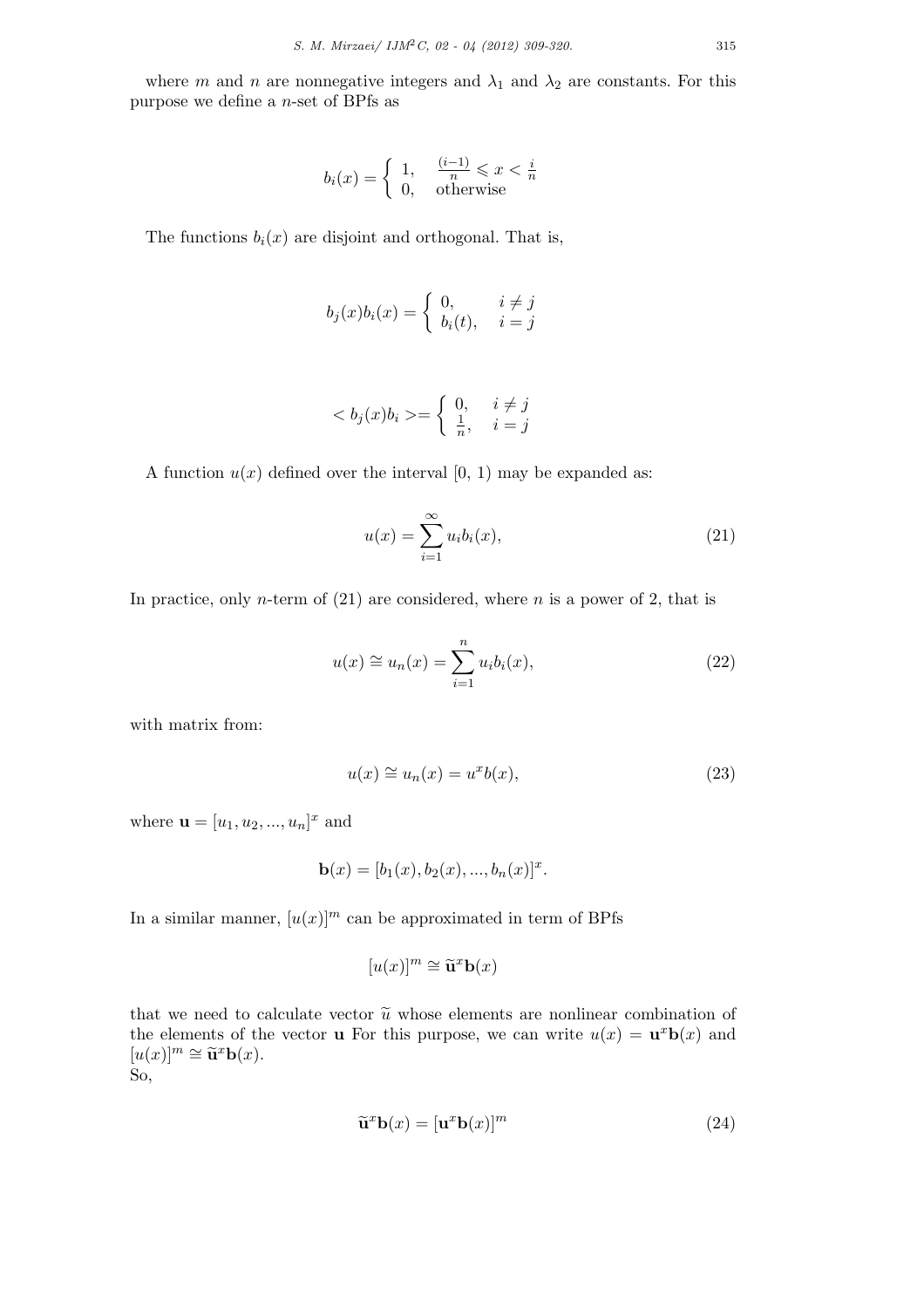where $m$ and $n$ are nonnegative integers and $\lambda_1$ and $\lambda_2$ are constants. For this purpose we define a $n$-set of BPfs as

$$b_i(x) = \begin{cases} 1, & \frac{(i-1)}{n} \leqslant x < \frac{i}{n} \\ 0, & \text{otherwise} \end{cases}$$

The functions $b_i(x)$ are disjoint and orthogonal. That is,

$$b_j(x)b_i(x) = \begin{cases} 0, & i \neq j \\ b_i(t), & i = j \end{cases}$$

$$< b_j(x)b_i >= \begin{cases} 0, & i \neq j \\ \frac{1}{n}, & i = j \end{cases}$$

A function $u(x)$ defined over the interval [0, 1) may be expanded as:

$$u(x) = \sum_{i=1}^{\infty} u_i b_i(x), \tag{21}$$

In practice, only $n$-term of (21) are considered, where $n$ is a power of 2, that is

$$u(x) \cong u_n(x) = \sum_{i=1}^{n} u_i b_i(x), \tag{22}$$

with matrix from:

$$u(x) \cong u_n(x) = u^x b(x), \tag{23}$$

where $\mathbf{u} = [u_1, u_2, ..., u_n]^x$ and

$$\mathbf{b}(x) = [b_1(x), b_2(x), ..., b_n(x)]^x.$$

In a similar manner, $[u(x)]^m$ can be approximated in term of BPfs

$$[u(x)]^m \cong \widetilde{\mathbf{u}}^x \mathbf{b}(x)$$

that we need to calculate vector $\widetilde{u}$ whose elements are nonlinear combination of the elements of the vector $\mathbf{u}$ For this purpose, we can write $u(x) = \mathbf{u}^x \mathbf{b}(x)$ and $[u(x)]^m \cong \widetilde{\mathbf{u}}^x \mathbf{b}(x)$.
So,

$$\widetilde{\mathbf{u}}^x \mathbf{b}(x) = [\mathbf{u}^x \mathbf{b}(x)]^m \tag{24}$$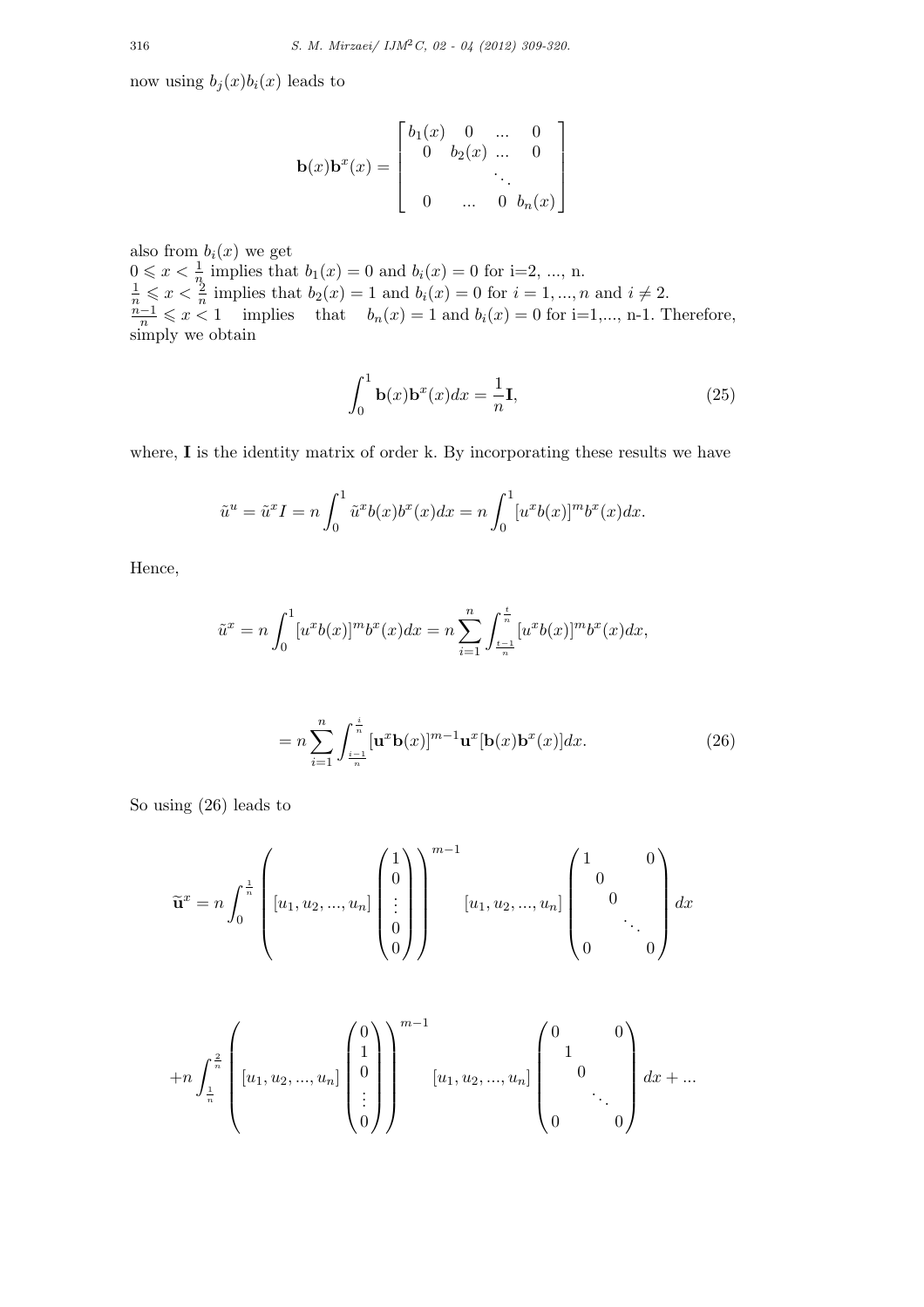now using $b_j(x)b_i(x)$ leads to

$$\mathbf{b}(x)\mathbf{b}^x(x) = \begin{bmatrix} b_1(x) & 0 & ... & 0 \\ 0 & b_2(x) & ... & 0 \\ & & \ddots & \\ 0 & ... & 0 & b_n(x) \end{bmatrix}$$

also from $b_i(x)$ we get
$0 \leqslant x < \frac{1}{n}$ implies that $b_1(x) = 0$ and $b_i(x) = 0$ for i=2, ..., n.
$\frac{1}{n} \leqslant x < \frac{2}{n}$ implies that $b_2(x) = 1$ and $b_i(x) = 0$ for $i = 1, ..., n$ and $i \neq 2$.
$\frac{n-1}{n} \leqslant x < 1$ implies that $b_n(x) = 1$ and $b_i(x) = 0$ for i=1,..., n-1. Therefore, simply we obtain

$$\int_0^1 \mathbf{b}(x)\mathbf{b}^x(x)dx = \frac{1}{n}\mathbf{I}, \tag{25}$$

where, $\mathbf{I}$ is the identity matrix of order k. By incorporating these results we have

$$\tilde{u}^u = \tilde{u}^x I = n\int_0^1 \tilde{u}^x b(x)b^x(x)dx = n\int_0^1 [u^x b(x)]^m b^x(x)dx.$$

Hence,

$$\tilde{u}^x = n\int_0^1 [u^x b(x)]^m b^x(x)dx = n\sum_{i=1}^{n}\int_{\frac{t-1}{n}}^{\frac{t}{n}} [u^x b(x)]^m b^x(x)dx,$$

$$= n\sum_{i=1}^{n}\int_{\frac{i-1}{n}}^{\frac{i}{n}} [\mathbf{u}^x\mathbf{b}(x)]^{m-1}\mathbf{u}^x[\mathbf{b}(x)\mathbf{b}^x(x)]dx. \tag{26}$$

So using (26) leads to

$$\widetilde{\mathbf{u}}^x = n\int_0^{\frac{1}{n}} \left( [u_1, u_2, ..., u_n] \begin{pmatrix} 1 \\ 0 \\ \vdots \\ 0 \\ 0 \end{pmatrix} \right)^{m-1} [u_1, u_2, ..., u_n] \begin{pmatrix} 1 & & & 0 \\ & 0 & & \\ & & 0 & \\ & & & \ddots \\ 0 & & & 0 \end{pmatrix} dx$$

$$+n\int_{\frac{1}{n}}^{\frac{2}{n}} \left( [u_1, u_2, ..., u_n] \begin{pmatrix} 0 \\ 1 \\ 0 \\ \vdots \\ 0 \end{pmatrix} \right)^{m-1} [u_1, u_2, ..., u_n] \begin{pmatrix} 0 & & & 0 \\ & 1 & & \\ & & 0 & \\ & & & \ddots \\ 0 & & & 0 \end{pmatrix} dx + ...$$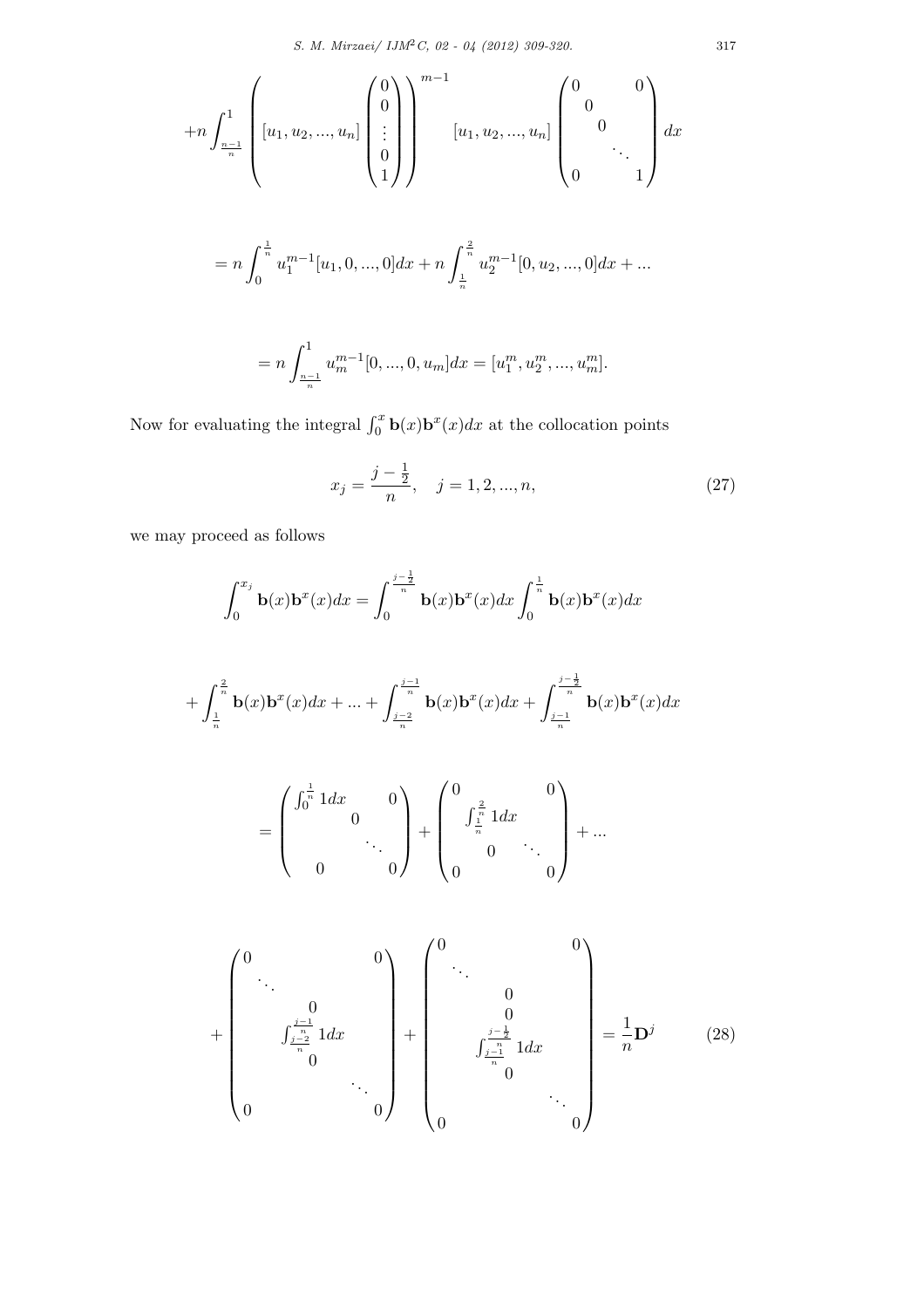$$+n\int_{\frac{n-1}{n}}^{1}\left([u_1,u_2,...,u_n]\begin{pmatrix}0\\0\\\vdots\\0\\1\end{pmatrix}\right)^{m-1}[u_1,u_2,...,u_n]\begin{pmatrix}0 & & & 0\\ & 0 & & \\ & & 0 & \\ & & & \ddots & \\ 0 & & & & 1\end{pmatrix}dx$$

$$=n\int_0^{\frac{1}{n}}u_1^{m-1}[u_1,0,...,0]dx+n\int_{\frac{1}{n}}^{\frac{2}{n}}u_2^{m-1}[0,u_2,...,0]dx+...$$

$$=n\int_{\frac{n-1}{n}}^{1}u_m^{m-1}[0,...,0,u_m]dx=[u_1^m,u_2^m,...,u_m^m].$$

Now for evaluating the integral $\int_0^x \mathbf{b}(x)\mathbf{b}^x(x)dx$ at the collocation points

$$x_j=\frac{j-\frac{1}{2}}{n},\quad j=1,2,...,n, \tag{27}$$

we may proceed as follows

$$\int_0^{x_j}\mathbf{b}(x)\mathbf{b}^x(x)dx=\int_0^{\frac{j-\frac{1}{2}}{n}}\mathbf{b}(x)\mathbf{b}^x(x)dx\int_0^{\frac{1}{n}}\mathbf{b}(x)\mathbf{b}^x(x)dx$$

$$+\int_{\frac{1}{n}}^{\frac{2}{n}}\mathbf{b}(x)\mathbf{b}^x(x)dx+...+\int_{\frac{j-2}{n}}^{\frac{j-1}{n}}\mathbf{b}(x)\mathbf{b}^x(x)dx+\int_{\frac{j-1}{n}}^{\frac{j-\frac{1}{2}}{n}}\mathbf{b}(x)\mathbf{b}^x(x)dx$$

$$=\begin{pmatrix}\int_0^{\frac{1}{n}}1dx & & 0\\ & 0 & \\ & & \ddots & \\ 0 & & & 0\end{pmatrix}+\begin{pmatrix}0 & & & 0\\ & \int_{\frac{1}{n}}^{\frac{2}{n}}1dx & & \\ & & 0 & \ddots\\ 0 & & & 0\end{pmatrix}+...$$

$$+\begin{pmatrix}0 & & & 0\\ & \ddots & & \\ & & 0 & \\ & & \int_{\frac{j-2}{n}}^{\frac{j-1}{n}}1dx & \\ & & 0 & \\ & & & \ddots \\ 0 & & & & 0\end{pmatrix}+\begin{pmatrix}0 & & & 0\\ & \ddots & & \\ & & 0 & \\ & & 0 & \\ & & \int_{\frac{j-1}{n}}^{\frac{j-\frac{1}{2}}{n}}1dx & \\ & & 0 & \\ & & & \ddots \\ 0 & & & & 0\end{pmatrix}=\frac{1}{n}\mathbf{D}^j \tag{28}$$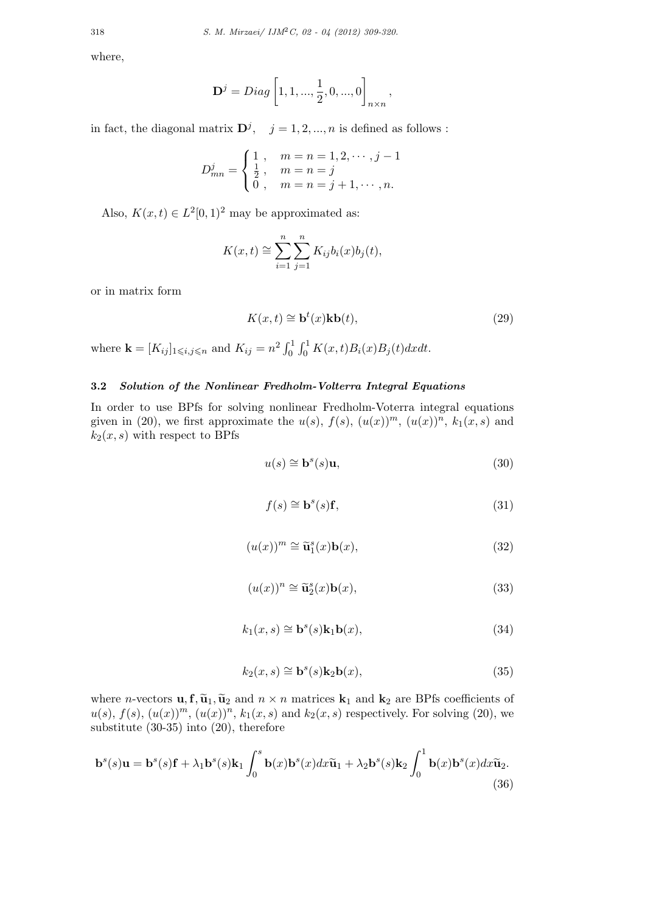where,

$$\mathbf{D}^j = Diag\left[1, 1, ..., \frac{1}{2}, 0, ..., 0\right]_{n\times n},$$

in fact, the diagonal matrix $\mathbf{D}^j, \quad j = 1, 2, ..., n$ is defined as follows :

$$D^j_{mn} = \begin{cases} 1 \ , & m = n = 1, 2, \cdots, j-1 \\ \frac{1}{2} \ , & m = n = j \\ 0 \ , & m = n = j+1, \cdots, n. \end{cases}$$

Also, $K(x,t) \in L^2[0,1)^2$ may be approximated as:

$$K(x,t) \cong \sum_{i=1}^{n}\sum_{j=1}^{n} K_{ij} b_i(x) b_j(t),$$

or in matrix form

$$K(x,t) \cong \mathbf{b}^t(x)\mathbf{k}\mathbf{b}(t), \tag{29}$$

where $\mathbf{k} = [K_{ij}]_{1\leqslant i,j\leqslant n}$ and $K_{ij} = n^2 \int_0^1 \int_0^1 K(x,t) B_i(x) B_j(t) dx dt$.

### 3.2 *Solution of the Nonlinear Fredholm-Volterra Integral Equations*

In order to use BPfs for solving nonlinear Fredholm-Voterra integral equations given in (20), we first approximate the $u(s)$, $f(s)$, $(u(x))^m$, $(u(x))^n$, $k_1(x,s)$ and $k_2(x,s)$ with respect to BPfs

$$u(s) \cong \mathbf{b}^s(s)\mathbf{u}, \tag{30}$$

$$f(s) \cong \mathbf{b}^s(s)\mathbf{f}, \tag{31}$$

$$(u(x))^m \cong \widetilde{\mathbf{u}}_1^s(x)\mathbf{b}(x), \tag{32}$$

$$(u(x))^n \cong \widetilde{\mathbf{u}}_2^s(x)\mathbf{b}(x), \tag{33}$$

$$k_1(x,s) \cong \mathbf{b}^s(s)\mathbf{k}_1\mathbf{b}(x), \tag{34}$$

$$k_2(x,s) \cong \mathbf{b}^s(s)\mathbf{k}_2\mathbf{b}(x), \tag{35}$$

where $n$-vectors $\mathbf{u}, \mathbf{f}, \widetilde{\mathbf{u}}_1, \widetilde{\mathbf{u}}_2$ and $n \times n$ matrices $\mathbf{k}_1$ and $\mathbf{k}_2$ are BPfs coefficients of $u(s)$, $f(s)$, $(u(x))^m$, $(u(x))^n$, $k_1(x,s)$ and $k_2(x,s)$ respectively. For solving (20), we substitute (30-35) into (20), therefore

$$\mathbf{b}^s(s)\mathbf{u} = \mathbf{b}^s(s)\mathbf{f} + \lambda_1 \mathbf{b}^s(s)\mathbf{k}_1 \int_0^s \mathbf{b}(x)\mathbf{b}^s(x) dx \widetilde{\mathbf{u}}_1 + \lambda_2 \mathbf{b}^s(s)\mathbf{k}_2 \int_0^1 \mathbf{b}(x)\mathbf{b}^s(x) dx \widetilde{\mathbf{u}}_2. \tag{36}$$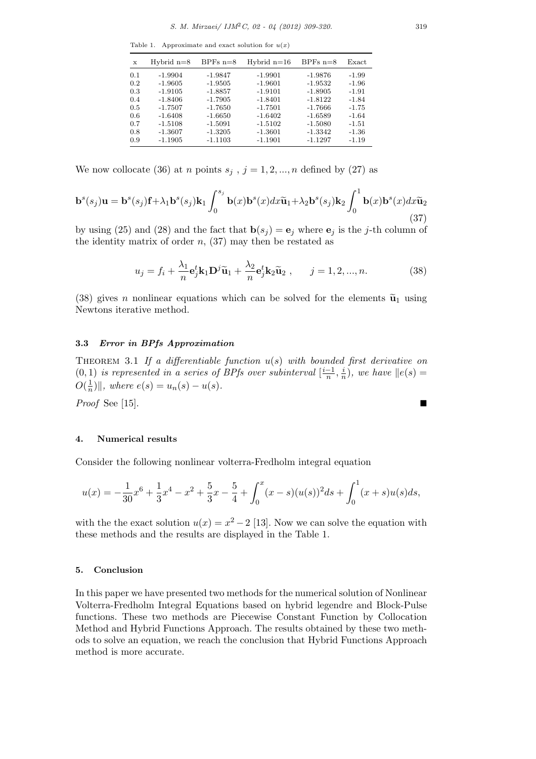Table 1. Approximate and exact solution for $u(x)$

| x | Hybrid n=8 | BPFs n=8 | Hybrid n=16 | BPFs n=8 | Exact |
|---|---|---|---|---|---|
| 0.1 | -1.9904 | -1.9847 | -1.9901 | -1.9876 | -1.99 |
| 0.2 | -1.9605 | -1.9505 | -1.9601 | -1.9532 | -1.96 |
| 0.3 | -1.9105 | -1.8857 | -1.9101 | -1.8905 | -1.91 |
| 0.4 | -1.8406 | -1.7905 | -1.8401 | -1.8122 | -1.84 |
| 0.5 | -1.7507 | -1.7650 | -1.7501 | -1.7666 | -1.75 |
| 0.6 | -1.6408 | -1.6650 | -1.6402 | -1.6589 | -1.64 |
| 0.7 | -1.5108 | -1.5091 | -1.5102 | -1.5080 | -1.51 |
| 0.8 | -1.3607 | -1.3205 | -1.3601 | -1.3342 | -1.36 |
| 0.9 | -1.1905 | -1.1103 | -1.1901 | -1.1297 | -1.19 |

We now collocate (36) at $n$ points $s_j$ , $j = 1, 2, ..., n$ defined by (27) as

$$\mathbf{b}^s(s_j)\mathbf{u} = \mathbf{b}^s(s_j)\mathbf{f} + \lambda_1 \mathbf{b}^s(s_j)\mathbf{k}_1 \int_0^{s_j} \mathbf{b}(x)\mathbf{b}^s(x)dx\widetilde{\mathbf{u}}_1 + \lambda_2 \mathbf{b}^s(s_j)\mathbf{k}_2 \int_0^1 \mathbf{b}(x)\mathbf{b}^s(x)dx\widetilde{\mathbf{u}}_2 \tag{37}$$

by using (25) and (28) and the fact that $\mathbf{b}(s_j) = \mathbf{e}_j$ where $\mathbf{e}_j$ is the $j$-th column of the identity matrix of order $n$, (37) may then be restated as

$$u_j = f_i + \frac{\lambda_1}{n}\mathbf{e}_j^t \mathbf{k}_1 \mathbf{D}^j \widetilde{\mathbf{u}}_1 + \frac{\lambda_2}{n}\mathbf{e}_j^t \mathbf{k}_2 \widetilde{\mathbf{u}}_2 , \qquad j = 1, 2, ..., n. \tag{38}$$

(38) gives $n$ nonlinear equations which can be solved for the elements $\widetilde{\mathbf{u}}_1$ using Newtons iterative method.

### 3.3 *Error in BPfs Approximation*

**Theorem 3.1** *If a differentiable function $u(s)$ with bounded first derivative on $(0, 1)$ is represented in a series of BPfs over subinterval $[\frac{i-1}{n}, \frac{i}{n})$, we have $\|e(s) = O(\frac{1}{n})\|$, where $e(s) = u_n(s) - u(s)$.*

*Proof* See [15]. ∎

## 4. Numerical results

Consider the following nonlinear volterra-Fredholm integral equation

$$u(x) = -\frac{1}{30}x^6 + \frac{1}{3}x^4 - x^2 + \frac{5}{3}x - \frac{5}{4} + \int_0^x (x-s)(u(s))^2 ds + \int_0^1 (x+s)u(s)ds,$$

with the the exact solution $u(x) = x^2 - 2$ [13]. Now we can solve the equation with these methods and the results are displayed in the Table 1.

## 5. Conclusion

In this paper we have presented two methods for the numerical solution of Nonlinear Volterra-Fredholm Integral Equations based on hybrid legendre and Block-Pulse functions. These two methods are Piecewise Constant Function by Collocation Method and Hybrid Functions Approach. The results obtained by these two methods to solve an equation, we reach the conclusion that Hybrid Functions Approach method is more accurate.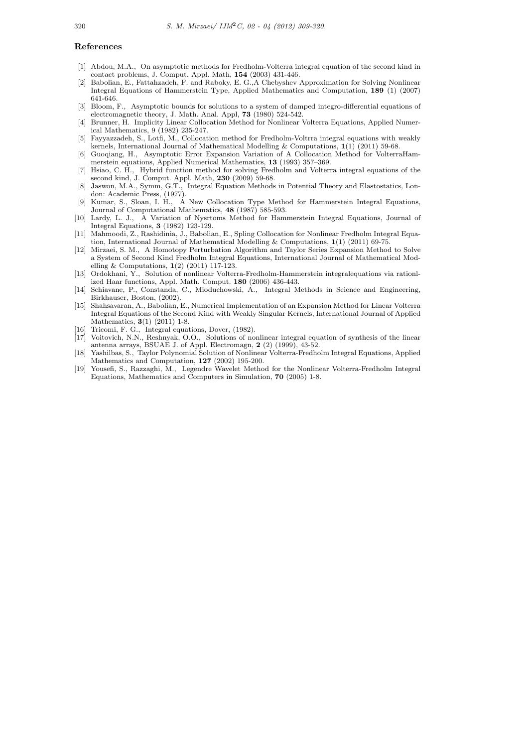## References

[1] Abdou, M.A., On asymptotic methods for Fredholm-Volterra integral equation of the second kind in contact problems, J. Comput. Appl. Math, **154** (2003) 431-446.

[2] Babolian, E., Fattahzadeh, F. and Raboky, E. G.,A Chebyshev Approximation for Solving Nonlinear Integral Equations of Hammerstein Type, Applied Mathematics and Computation, **189** (1) (2007) 641-646.

[3] Bloom, F., Asymptotic bounds for solutions to a system of damped integro-differential equations of electromagnetic theory, J. Math. Anal. Appl, **73** (1980) 524-542.

[4] Brunner, H. Implicity Linear Collocation Method for Nonlinear Volterra Equations, Applied Numerical Mathematics, 9 (1982) 235-247.

[5] Fayyazzadeh, S., Lotfi, M., Collocation method for Fredholm-Voltrra integral equations with weakly kernels, International Journal of Mathematical Modelling & Computations, **1**(1) (2011) 59-68.

[6] Guoqiang, H., Asymptotic Error Expansion Variation of A Collocation Method for VolterraHammerstein equations, Applied Numerical Mathematics, **13** (1993) 357–369.

[7] Hsiao, C. H., Hybrid function method for solving Fredholm and Volterra integral equations of the second kind, J. Comput. Appl. Math, **230** (2009) 59-68.

[8] Jaswon, M.A., Symm, G.T., Integral Equation Methods in Potential Theory and Elastostatics, London: Academic Press, (1977).

[9] Kumar, S., Sloan, I. H., A New Collocation Type Method for Hammerstein Integral Equations, Journal of Computational Mathematics, **48** (1987) 585-593.

[10] Lardy, L. J., A Variation of Nysrtoms Method for Hammerstein Integral Equations, Journal of Integral Equations, **3** (1982) 123-129.

[11] Mahmoodi, Z., Rashidinia, J., Babolian, E., Spling Collocation for Nonlinear Fredholm Integral Equation, International Journal of Mathematical Modelling & Computations, **1**(1) (2011) 69-75.

[12] Mirzaei, S. M., A Homotopy Perturbation Algorithm and Taylor Series Expansion Method to Solve a System of Second Kind Fredholm Integral Equations, International Journal of Mathematical Modelling & Computations, **1**(2) (2011) 117-123.

[13] Ordokhani, Y., Solution of nonlinear Volterra-Fredholm-Hammerstein integralequations via rationlized Haar functions, Appl. Math. Comput. **180** (2006) 436-443.

[14] Schiavane, P., Constanda, C., Mioduchowski, A., Integral Methods in Science and Engineering, Birkhauser, Boston, (2002).

[15] Shahsavaran, A., Babolian, E., Numerical Implementation of an Expansion Method for Linear Volterra Integral Equations of the Second Kind with Weakly Singular Kernels, International Journal of Applied Mathematics, **3**(1) (2011) 1-8.

[16] Tricomi, F. G., Integral equations, Dover, (1982).

[17] Voitovich, N.N., Reshnyak, O.O., Solutions of nonlinear integral equation of synthesis of the linear antenna arrays, BSUAE J. of Appl. Electromagn, **2** (2) (1999), 43-52.

[18] Yashilbas, S., Taylor Polynomial Solution of Nonlinear Volterra-Fredholm Integral Equations, Applied Mathematics and Computation, **127** (2002) 195-200.

[19] Yousefi, S., Razzaghi, M., Legendre Wavelet Method for the Nonlinear Volterra-Fredholm Integral Equations, Mathematics and Computers in Simulation, **70** (2005) 1-8.